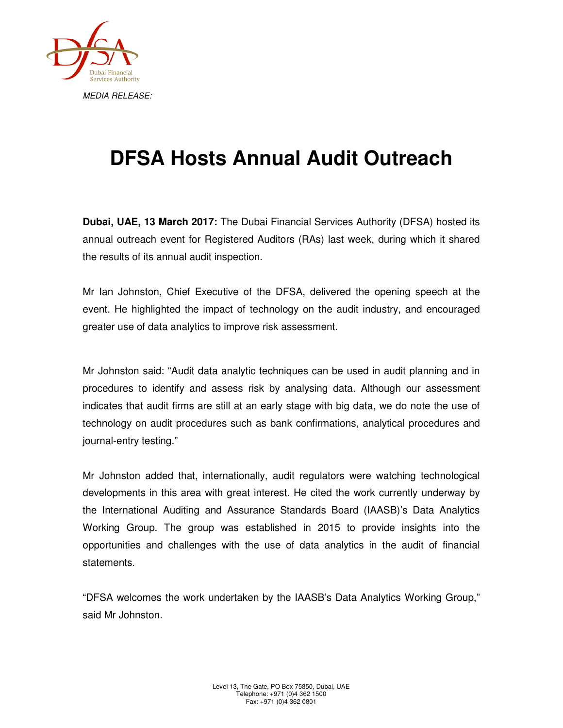*MEDIA RELEASE:*

# DFSA Hosts Annual Audit Outreach

**Dubai, UAE, 13 March 2017:** The Dubai Financial Services Authority (DFSA) hosted its annual outreach event for Registered Auditors (RAs) last week, during which it shared the results of its annual audit inspection.

Mr Ian Johnston, Chief Executive of the DFSA, delivered the opening speech at the event. He highlighted the impact of technology on the audit industry, and encouraged greater use of data analytics to improve risk assessment.

Mr Johnston said: "Audit data analytic techniques can be used in audit planning and in procedures to identify and assess risk by analysing data. Although our assessment indicates that audit firms are still at an early stage with big data, we do note the use of technology on audit procedures such as bank confirmations, analytical procedures and journal-entry testing."

Mr Johnston added that, internationally, audit regulators were watching technological developments in this area with great interest. He cited the work currently underway by the International Auditing and Assurance Standards Board (IAASB)'s Data Analytics Working Group. The group was established in 2015 to provide insights into the opportunities and challenges with the use of data analytics in the audit of financial statements.

"DFSA welcomes the work undertaken by the IAASB's Data Analytics Working Group," said Mr Johnston.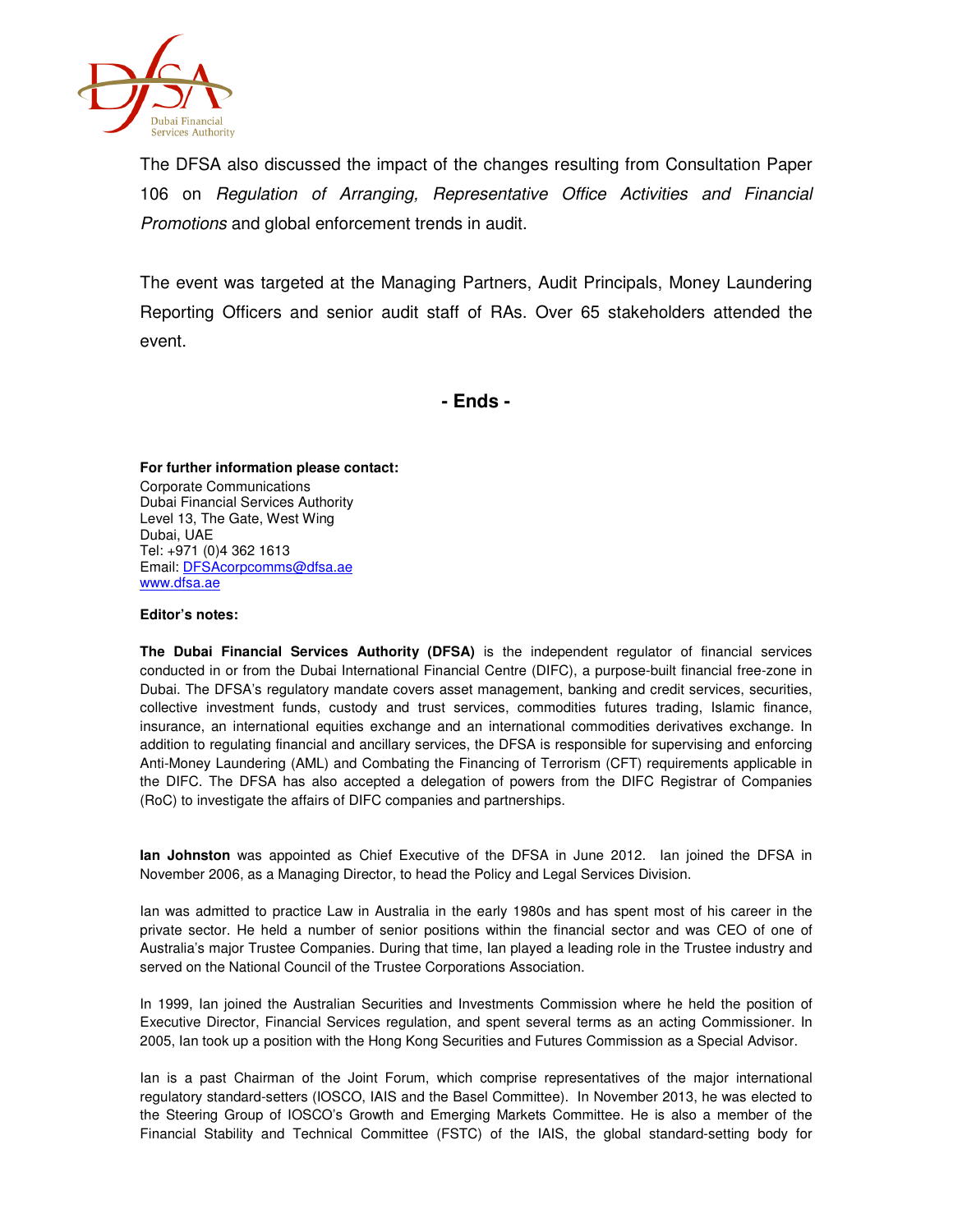The DFSA also discussed the impact of the changes resulting from Consultation Paper 106 on *Regulation of Arranging, Representative Office Activities and Financial Promotions* and global enforcement trends in audit.

The event was targeted at the Managing Partners, Audit Principals, Money Laundering Reporting Officers and senior audit staff of RAs. Over 65 stakeholders attended the event.

**- Ends -**

**For further information please contact:**
Corporate Communications
Dubai Financial Services Authority
Level 13, The Gate, West Wing
Dubai, UAE
Tel: +971 (0)4 362 1613
Email: DFSAcorpcomms@dfsa.ae
www.dfsa.ae

**Editor's notes:**

**The Dubai Financial Services Authority (DFSA)** is the independent regulator of financial services conducted in or from the Dubai International Financial Centre (DIFC), a purpose-built financial free-zone in Dubai. The DFSA's regulatory mandate covers asset management, banking and credit services, securities, collective investment funds, custody and trust services, commodities futures trading, Islamic finance, insurance, an international equities exchange and an international commodities derivatives exchange. In addition to regulating financial and ancillary services, the DFSA is responsible for supervising and enforcing Anti-Money Laundering (AML) and Combating the Financing of Terrorism (CFT) requirements applicable in the DIFC. The DFSA has also accepted a delegation of powers from the DIFC Registrar of Companies (RoC) to investigate the affairs of DIFC companies and partnerships.

**Ian Johnston** was appointed as Chief Executive of the DFSA in June 2012. Ian joined the DFSA in November 2006, as a Managing Director, to head the Policy and Legal Services Division.

Ian was admitted to practice Law in Australia in the early 1980s and has spent most of his career in the private sector. He held a number of senior positions within the financial sector and was CEO of one of Australia's major Trustee Companies. During that time, Ian played a leading role in the Trustee industry and served on the National Council of the Trustee Corporations Association.

In 1999, Ian joined the Australian Securities and Investments Commission where he held the position of Executive Director, Financial Services regulation, and spent several terms as an acting Commissioner. In 2005, Ian took up a position with the Hong Kong Securities and Futures Commission as a Special Advisor.

Ian is a past Chairman of the Joint Forum, which comprise representatives of the major international regulatory standard-setters (IOSCO, IAIS and the Basel Committee). In November 2013, he was elected to the Steering Group of IOSCO's Growth and Emerging Markets Committee. He is also a member of the Financial Stability and Technical Committee (FSTC) of the IAIS, the global standard-setting body for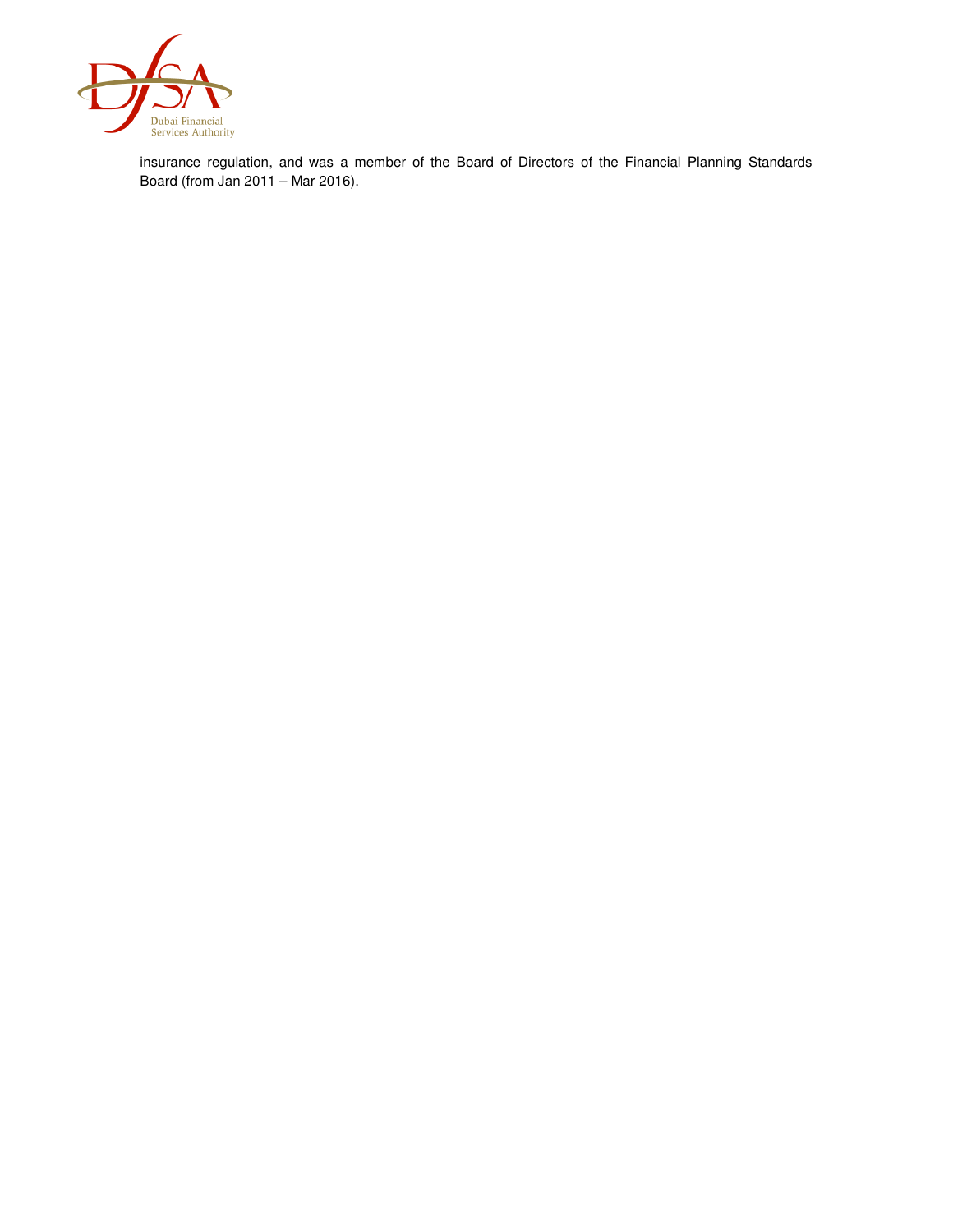insurance regulation, and was a member of the Board of Directors of the Financial Planning Standards Board (from Jan 2011 – Mar 2016).